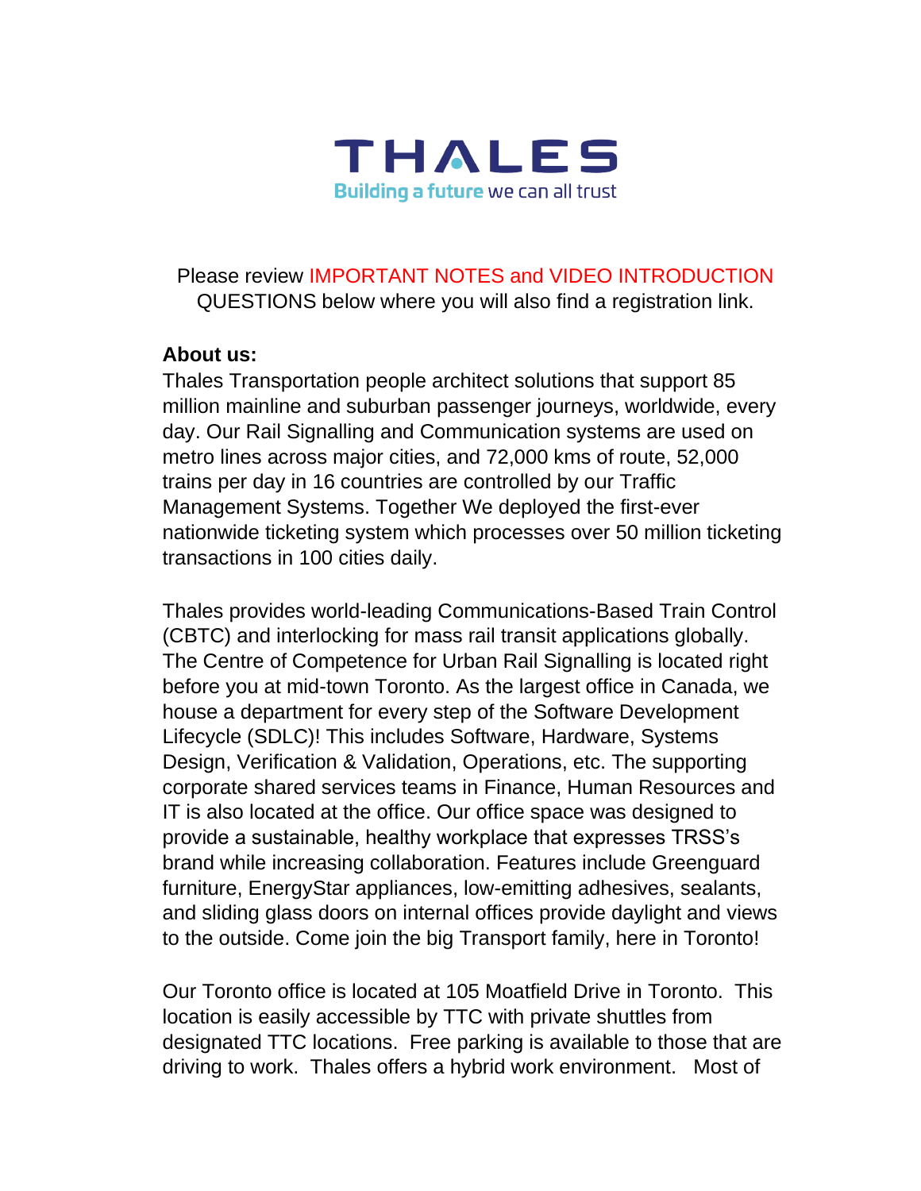# THALES

Building a future we can all trust

Please review IMPORTANT NOTES and VIDEO INTRODUCTION QUESTIONS below where you will also find a registration link.

**About us:**

Thales Transportation people architect solutions that support 85 million mainline and suburban passenger journeys, worldwide, every day. Our Rail Signalling and Communication systems are used on metro lines across major cities, and 72,000 kms of route, 52,000 trains per day in 16 countries are controlled by our Traffic Management Systems. Together We deployed the first-ever nationwide ticketing system which processes over 50 million ticketing transactions in 100 cities daily.

Thales provides world-leading Communications-Based Train Control (CBTC) and interlocking for mass rail transit applications globally. The Centre of Competence for Urban Rail Signalling is located right before you at mid-town Toronto. As the largest office in Canada, we house a department for every step of the Software Development Lifecycle (SDLC)! This includes Software, Hardware, Systems Design, Verification & Validation, Operations, etc. The supporting corporate shared services teams in Finance, Human Resources and IT is also located at the office. Our office space was designed to provide a sustainable, healthy workplace that expresses TRSS's brand while increasing collaboration. Features include Greenguard furniture, EnergyStar appliances, low-emitting adhesives, sealants, and sliding glass doors on internal offices provide daylight and views to the outside. Come join the big Transport family, here in Toronto!

Our Toronto office is located at 105 Moatfield Drive in Toronto. This location is easily accessible by TTC with private shuttles from designated TTC locations. Free parking is available to those that are driving to work. Thales offers a hybrid work environment. Most of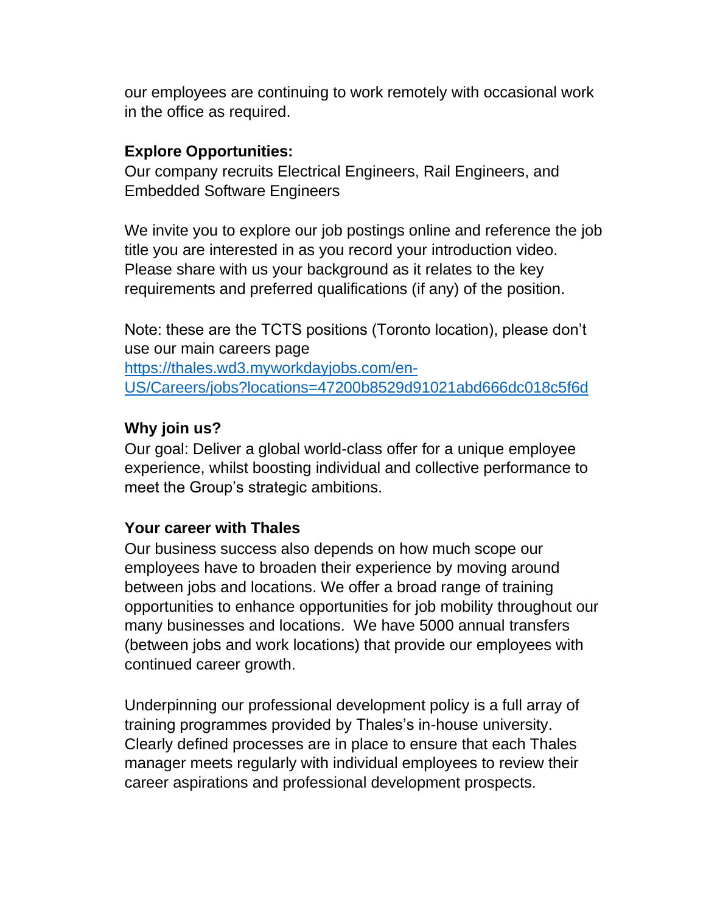our employees are continuing to work remotely with occasional work in the office as required.

**Explore Opportunities:**
Our company recruits Electrical Engineers, Rail Engineers, and Embedded Software Engineers

We invite you to explore our job postings online and reference the job title you are interested in as you record your introduction video. Please share with us your background as it relates to the key requirements and preferred qualifications (if any) of the position.

Note: these are the TCTS positions (Toronto location), please don't use our main careers page
https://thales.wd3.myworkdayjobs.com/en-US/Careers/jobs?locations=47200b8529d91021abd666dc018c5f6d

**Why join us?**
Our goal: Deliver a global world-class offer for a unique employee experience, whilst boosting individual and collective performance to meet the Group's strategic ambitions.

**Your career with Thales**
Our business success also depends on how much scope our employees have to broaden their experience by moving around between jobs and locations. We offer a broad range of training opportunities to enhance opportunities for job mobility throughout our many businesses and locations. We have 5000 annual transfers (between jobs and work locations) that provide our employees with continued career growth.

Underpinning our professional development policy is a full array of training programmes provided by Thales's in-house university. Clearly defined processes are in place to ensure that each Thales manager meets regularly with individual employees to review their career aspirations and professional development prospects.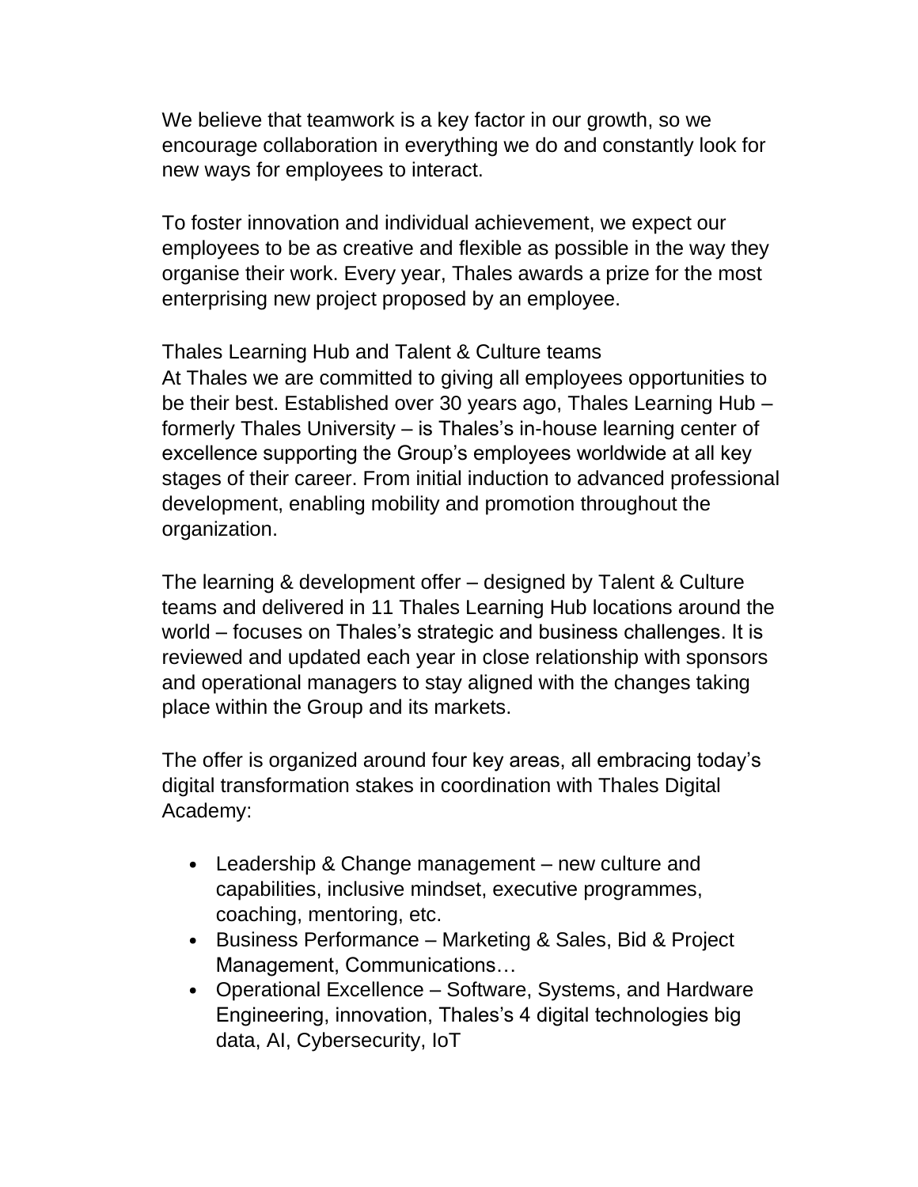We believe that teamwork is a key factor in our growth, so we encourage collaboration in everything we do and constantly look for new ways for employees to interact.

To foster innovation and individual achievement, we expect our employees to be as creative and flexible as possible in the way they organise their work. Every year, Thales awards a prize for the most enterprising new project proposed by an employee.

Thales Learning Hub and Talent & Culture teams

At Thales we are committed to giving all employees opportunities to be their best. Established over 30 years ago, Thales Learning Hub – formerly Thales University – is Thales's in-house learning center of excellence supporting the Group's employees worldwide at all key stages of their career. From initial induction to advanced professional development, enabling mobility and promotion throughout the organization.

The learning & development offer – designed by Talent & Culture teams and delivered in 11 Thales Learning Hub locations around the world – focuses on Thales's strategic and business challenges. It is reviewed and updated each year in close relationship with sponsors and operational managers to stay aligned with the changes taking place within the Group and its markets.

The offer is organized around four key areas, all embracing today's digital transformation stakes in coordination with Thales Digital Academy:

- Leadership & Change management – new culture and capabilities, inclusive mindset, executive programmes, coaching, mentoring, etc.
- Business Performance – Marketing & Sales, Bid & Project Management, Communications…
- Operational Excellence – Software, Systems, and Hardware Engineering, innovation, Thales's 4 digital technologies big data, AI, Cybersecurity, IoT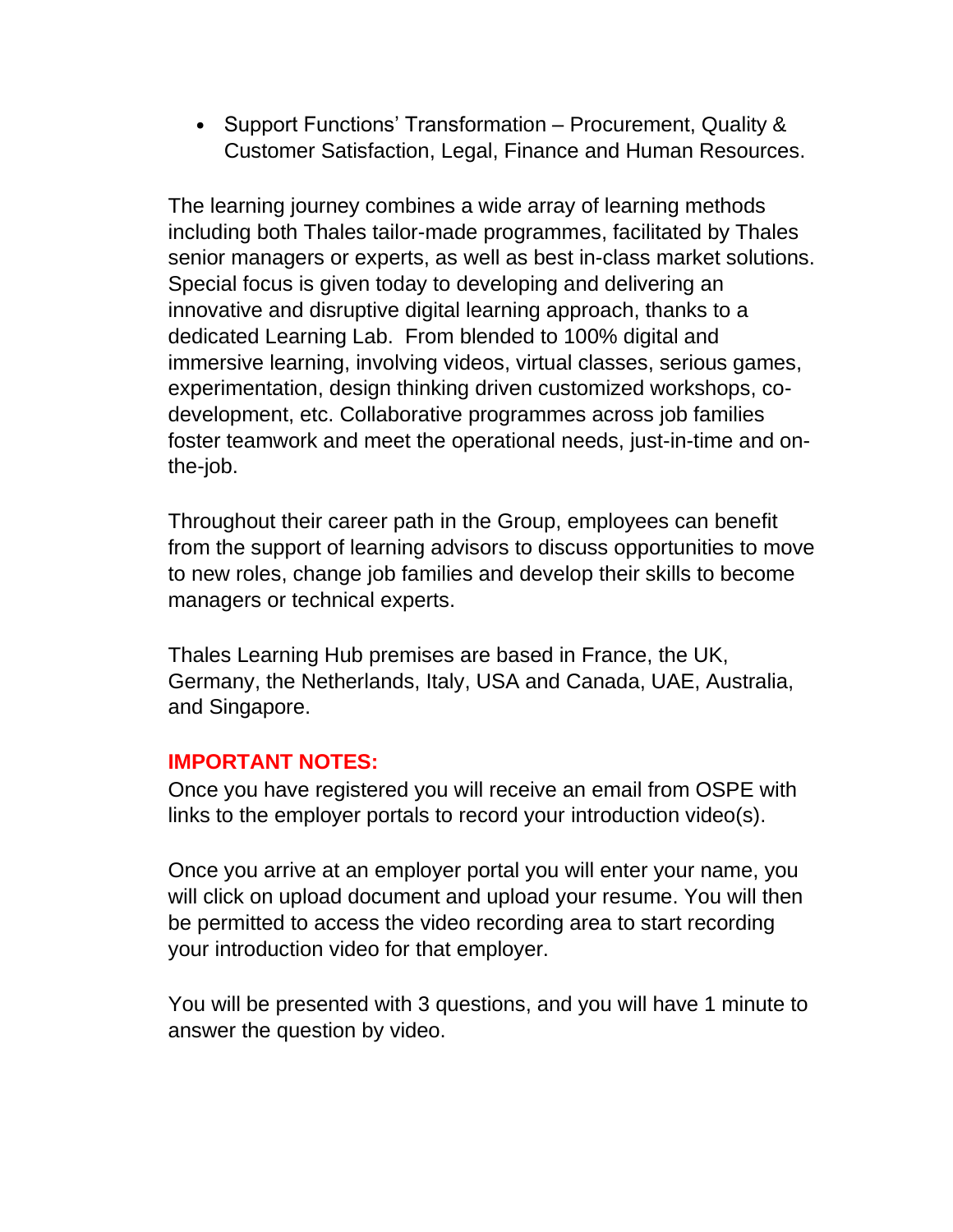- Support Functions' Transformation – Procurement, Quality & Customer Satisfaction, Legal, Finance and Human Resources.

The learning journey combines a wide array of learning methods including both Thales tailor-made programmes, facilitated by Thales senior managers or experts, as well as best in-class market solutions. Special focus is given today to developing and delivering an innovative and disruptive digital learning approach, thanks to a dedicated Learning Lab. From blended to 100% digital and immersive learning, involving videos, virtual classes, serious games, experimentation, design thinking driven customized workshops, co-development, etc. Collaborative programmes across job families foster teamwork and meet the operational needs, just-in-time and on-the-job.

Throughout their career path in the Group, employees can benefit from the support of learning advisors to discuss opportunities to move to new roles, change job families and develop their skills to become managers or technical experts.

Thales Learning Hub premises are based in France, the UK, Germany, the Netherlands, Italy, USA and Canada, UAE, Australia, and Singapore.

**IMPORTANT NOTES:**

Once you have registered you will receive an email from OSPE with links to the employer portals to record your introduction video(s).

Once you arrive at an employer portal you will enter your name, you will click on upload document and upload your resume. You will then be permitted to access the video recording area to start recording your introduction video for that employer.

You will be presented with 3 questions, and you will have 1 minute to answer the question by video.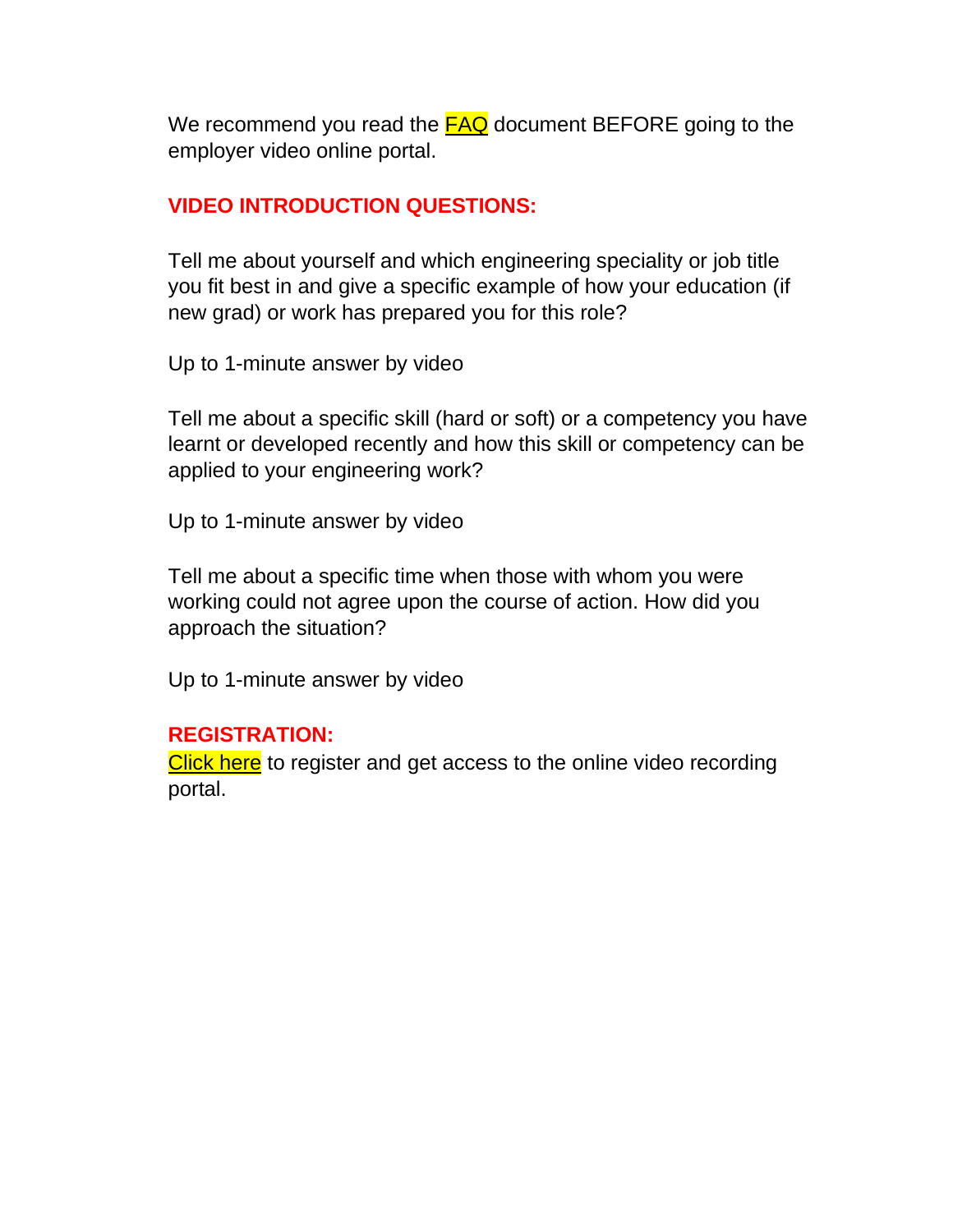We recommend you read the FAQ document BEFORE going to the employer video online portal.

## VIDEO INTRODUCTION QUESTIONS:

Tell me about yourself and which engineering speciality or job title you fit best in and give a specific example of how your education (if new grad) or work has prepared you for this role?

Up to 1-minute answer by video

Tell me about a specific skill (hard or soft) or a competency you have learnt or developed recently and how this skill or competency can be applied to your engineering work?

Up to 1-minute answer by video

Tell me about a specific time when those with whom you were working could not agree upon the course of action. How did you approach the situation?

Up to 1-minute answer by video

## REGISTRATION:

Click here to register and get access to the online video recording portal.